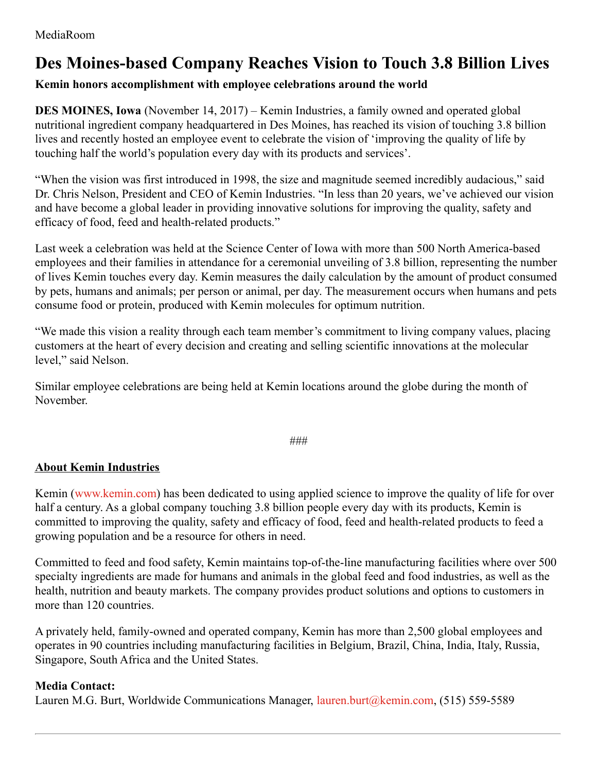MediaRoom

# Des Moines-based Company Reaches Vision to Touch 3.8 Billion Lives

**Kemin honors accomplishment with employee celebrations around the world**

**DES MOINES, Iowa** (November 14, 2017) – Kemin Industries, a family owned and operated global nutritional ingredient company headquartered in Des Moines, has reached its vision of touching 3.8 billion lives and recently hosted an employee event to celebrate the vision of 'improving the quality of life by touching half the world's population every day with its products and services'.

"When the vision was first introduced in 1998, the size and magnitude seemed incredibly audacious," said Dr. Chris Nelson, President and CEO of Kemin Industries. "In less than 20 years, we've achieved our vision and have become a global leader in providing innovative solutions for improving the quality, safety and efficacy of food, feed and health-related products."

Last week a celebration was held at the Science Center of Iowa with more than 500 North America-based employees and their families in attendance for a ceremonial unveiling of 3.8 billion, representing the number of lives Kemin touches every day. Kemin measures the daily calculation by the amount of product consumed by pets, humans and animals; per person or animal, per day. The measurement occurs when humans and pets consume food or protein, produced with Kemin molecules for optimum nutrition.

"We made this vision a reality through each team member's commitment to living company values, placing customers at the heart of every decision and creating and selling scientific innovations at the molecular level," said Nelson.

Similar employee celebrations are being held at Kemin locations around the globe during the month of November.

###

**About Kemin Industries**

Kemin (www.kemin.com) has been dedicated to using applied science to improve the quality of life for over half a century. As a global company touching 3.8 billion people every day with its products, Kemin is committed to improving the quality, safety and efficacy of food, feed and health-related products to feed a growing population and be a resource for others in need.

Committed to feed and food safety, Kemin maintains top-of-the-line manufacturing facilities where over 500 specialty ingredients are made for humans and animals in the global feed and food industries, as well as the health, nutrition and beauty markets. The company provides product solutions and options to customers in more than 120 countries.

A privately held, family-owned and operated company, Kemin has more than 2,500 global employees and operates in 90 countries including manufacturing facilities in Belgium, Brazil, China, India, Italy, Russia, Singapore, South Africa and the United States.

**Media Contact:**
Lauren M.G. Burt, Worldwide Communications Manager, lauren.burt@kemin.com, (515) 559-5589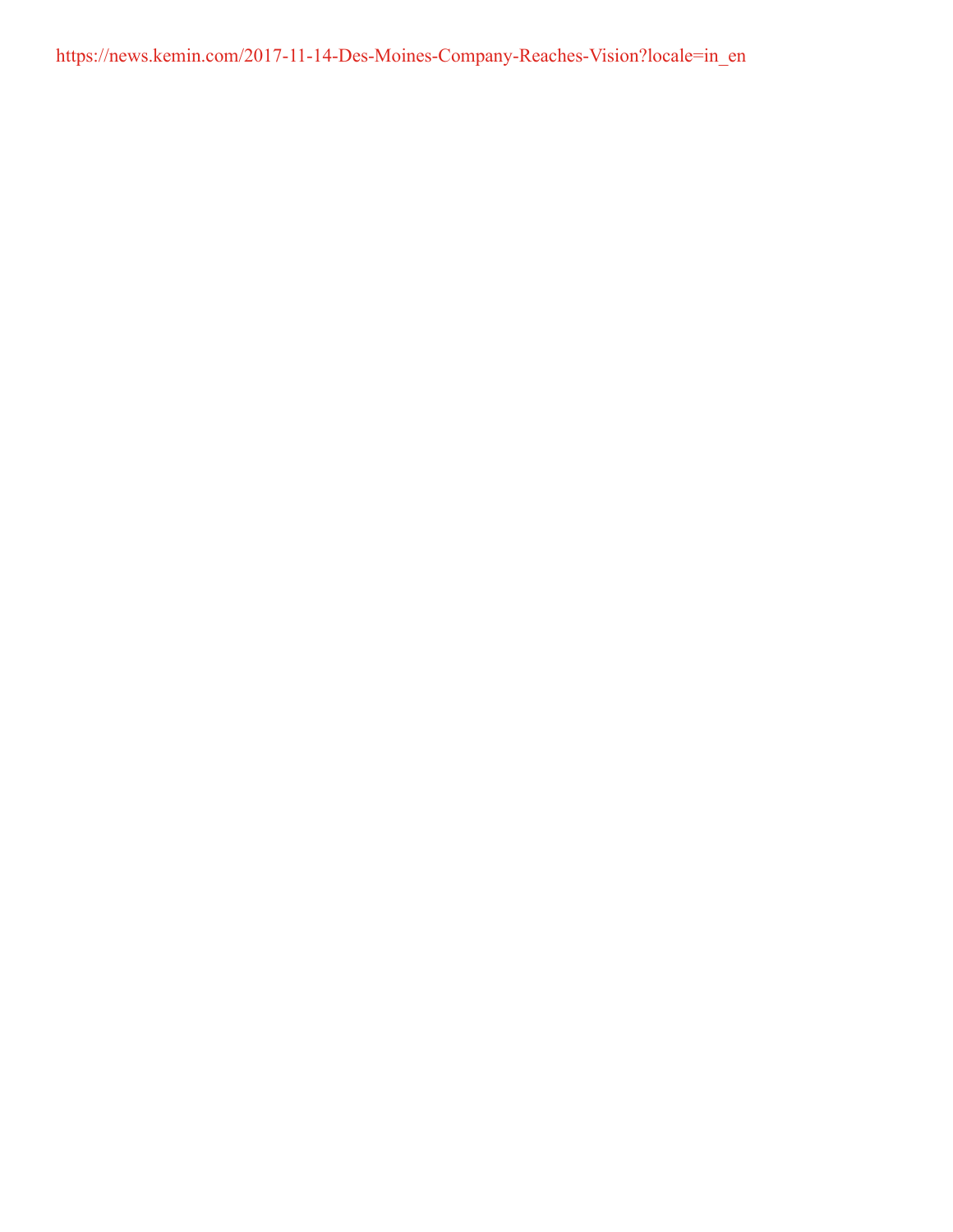https://news.kemin.com/2017-11-14-Des-Moines-Company-Reaches-Vision?locale=in_en